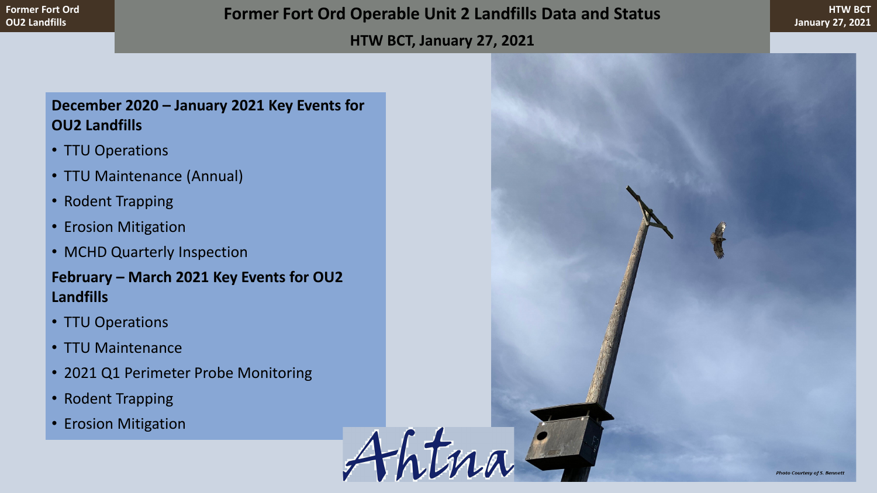# Former Fort Ord Operable Unit 2 Landfills Data and Status

**HTW BCT, January 27, 2021**

**December 2020 – January 2021 Key Events for OU2 Landfills**

- TTU Operations
- TTU Maintenance (Annual)
- Rodent Trapping
- Erosion Mitigation
- MCHD Quarterly Inspection

**February – March 2021 Key Events for OU2 Landfills**

- TTU Operations
- TTU Maintenance
- 2021 Q1 Perimeter Probe Monitoring
- Rodent Trapping
- Erosion Mitigation

Ahtna

*Photo Courtesy of S. Bennett*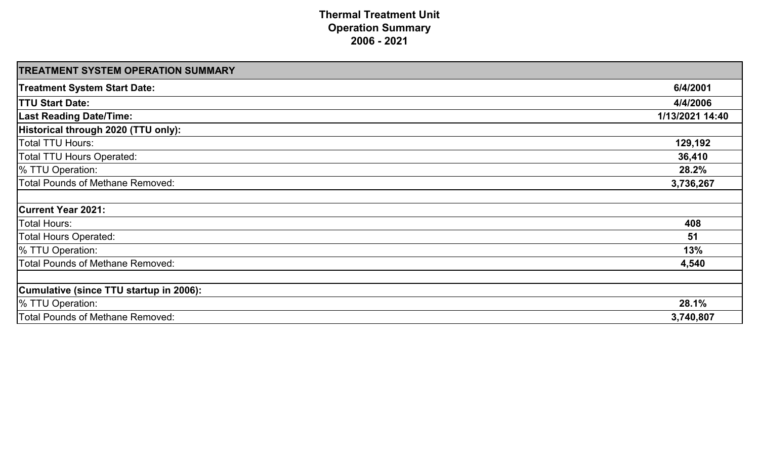# Thermal Treatment Unit
## Operation Summary
## 2006 - 2021

| **TREATMENT SYSTEM OPERATION SUMMARY** | |
|---|---|
| **Treatment System Start Date:** | **6/4/2001** |
| **TTU Start Date:** | **4/4/2006** |
| **Last Reading Date/Time:** | **1/13/2021 14:40** |
| **Historical through 2020 (TTU only):** | |
| Total TTU Hours: | **129,192** |
| Total TTU Hours Operated: | **36,410** |
| % TTU Operation: | **28.2%** |
| Total Pounds of Methane Removed: | **3,736,267** |
| | |
| **Current Year 2021:** | |
| Total Hours: | **408** |
| Total Hours Operated: | **51** |
| % TTU Operation: | **13%** |
| Total Pounds of Methane Removed: | **4,540** |
| | |
| **Cumulative (since TTU startup in 2006):** | |
| % TTU Operation: | **28.1%** |
| Total Pounds of Methane Removed: | **3,740,807** |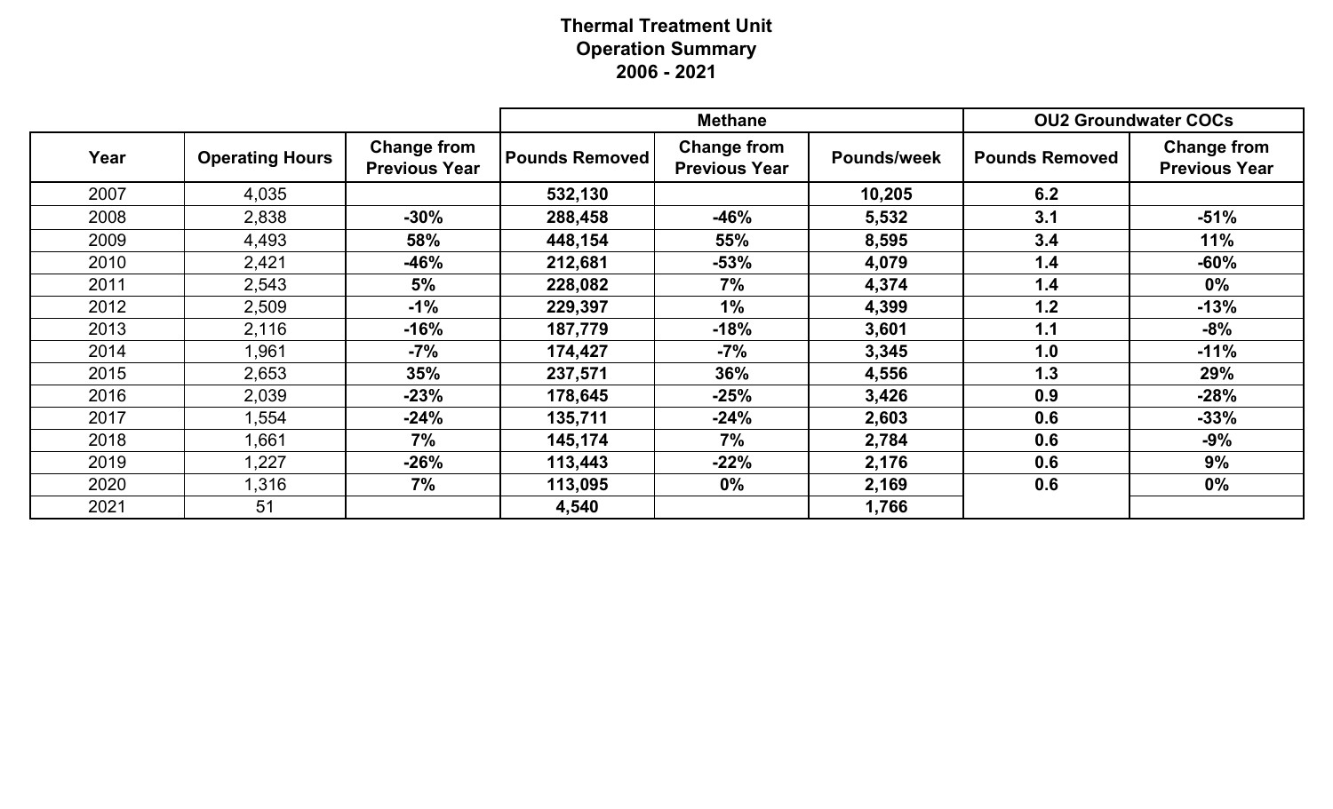# Thermal Treatment Unit
## Operation Summary
## 2006 - 2021

| | | | Methane | | | OU2 Groundwater COCs | |
|---|---|---|---|---|---|---|---|
| **Year** | **Operating Hours** | **Change from Previous Year** | **Pounds Removed** | **Change from Previous Year** | **Pounds/week** | **Pounds Removed** | **Change from Previous Year** |
| 2007 | 4,035 | | **532,130** | | **10,205** | **6.2** | |
| 2008 | 2,838 | **-30%** | **288,458** | **-46%** | **5,532** | **3.1** | **-51%** |
| 2009 | 4,493 | **58%** | **448,154** | **55%** | **8,595** | **3.4** | **11%** |
| 2010 | 2,421 | **-46%** | **212,681** | **-53%** | **4,079** | **1.4** | **-60%** |
| 2011 | 2,543 | **5%** | **228,082** | **7%** | **4,374** | **1.4** | **0%** |
| 2012 | 2,509 | **-1%** | **229,397** | **1%** | **4,399** | **1.2** | **-13%** |
| 2013 | 2,116 | **-16%** | **187,779** | **-18%** | **3,601** | **1.1** | **-8%** |
| 2014 | 1,961 | **-7%** | **174,427** | **-7%** | **3,345** | **1.0** | **-11%** |
| 2015 | 2,653 | **35%** | **237,571** | **36%** | **4,556** | **1.3** | **29%** |
| 2016 | 2,039 | **-23%** | **178,645** | **-25%** | **3,426** | **0.9** | **-28%** |
| 2017 | 1,554 | **-24%** | **135,711** | **-24%** | **2,603** | **0.6** | **-33%** |
| 2018 | 1,661 | **7%** | **145,174** | **7%** | **2,784** | **0.6** | **-9%** |
| 2019 | 1,227 | **-26%** | **113,443** | **-22%** | **2,176** | **0.6** | **9%** |
| 2020 | 1,316 | **7%** | **113,095** | **0%** | **2,169** | **0.6** | **0%** |
| 2021 | 51 | | **4,540** | | **1,766** | | |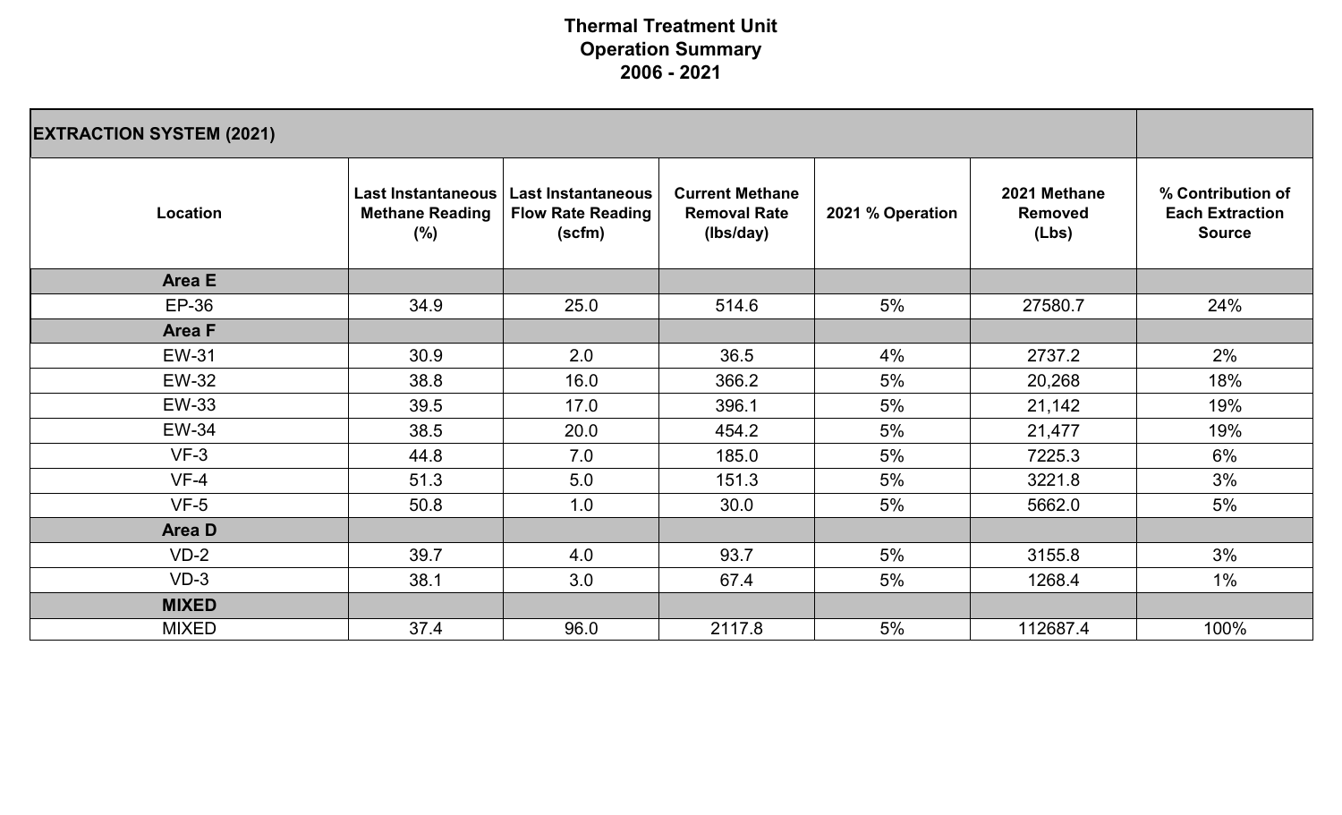# Thermal Treatment Unit
## Operation Summary
## 2006 - 2021

| EXTRACTION SYSTEM (2021) | | | | | | |
|---|---|---|---|---|---|---|
| **Location** | **Last Instantaneous Methane Reading (%)** | **Last Instantaneous Flow Rate Reading (scfm)** | **Current Methane Removal Rate (lbs/day)** | **2021 % Operation** | **2021 Methane Removed (Lbs)** | **% Contribution of Each Extraction Source** |
| **Area E** | | | | | | |
| EP-36 | 34.9 | 25.0 | 514.6 | 5% | 27580.7 | 24% |
| **Area F** | | | | | | |
| EW-31 | 30.9 | 2.0 | 36.5 | 4% | 2737.2 | 2% |
| EW-32 | 38.8 | 16.0 | 366.2 | 5% | 20,268 | 18% |
| EW-33 | 39.5 | 17.0 | 396.1 | 5% | 21,142 | 19% |
| EW-34 | 38.5 | 20.0 | 454.2 | 5% | 21,477 | 19% |
| VF-3 | 44.8 | 7.0 | 185.0 | 5% | 7225.3 | 6% |
| VF-4 | 51.3 | 5.0 | 151.3 | 5% | 3221.8 | 3% |
| VF-5 | 50.8 | 1.0 | 30.0 | 5% | 5662.0 | 5% |
| **Area D** | | | | | | |
| VD-2 | 39.7 | 4.0 | 93.7 | 5% | 3155.8 | 3% |
| VD-3 | 38.1 | 3.0 | 67.4 | 5% | 1268.4 | 1% |
| **MIXED** | | | | | | |
| MIXED | 37.4 | 96.0 | 2117.8 | 5% | 112687.4 | 100% |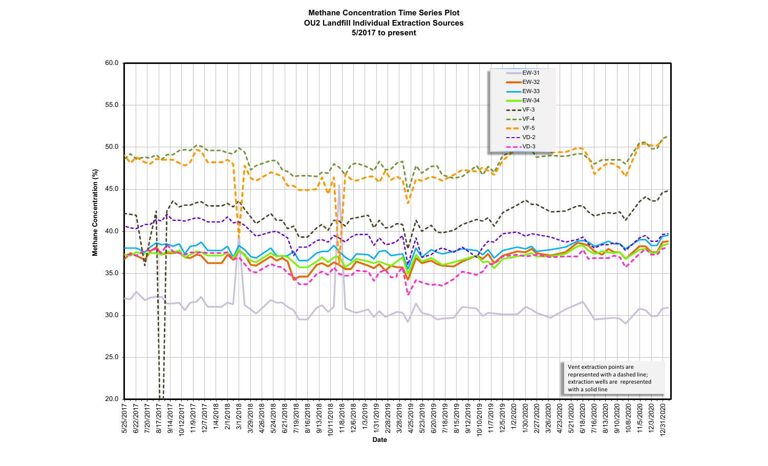# Methane Concentration Time Series Plot
## OU2 Landfill Individual Extraction Sources
### 5/2017 to present

Methane Concentration (%)

Legend: EW-31, EW-32, EW-33, EW-34, VF-3, VF-4, VF-5, VD-2, VD-3

Vent extraction points are represented with a dashed line; extraction wells are represented with a solid line

Y-axis: 20.0, 25.0, 30.0, 35.0, 40.0, 45.0, 50.0, 55.0, 60.0

X-axis (Date): 5/25/2017, 6/22/2017, 7/20/2017, 8/17/2017, 9/14/2017, 10/12/2017, 11/9/2017, 12/7/2017, 1/4/2018, 2/1/2018, 3/1/2018, 3/29/2018, 4/26/2018, 5/24/2018, 6/21/2018, 7/19/2018, 8/16/2018, 9/13/2018, 10/11/2018, 11/8/2018, 12/6/2018, 1/3/2019, 1/31/2019, 2/28/2019, 3/28/2019, 4/25/2019, 5/23/2019, 6/20/2019, 7/18/2019, 8/15/2019, 9/12/2019, 10/10/2019, 11/7/2019, 12/5/2019, 1/2/2020, 1/30/2020, 2/27/2020, 3/26/2020, 4/23/2020, 5/21/2020, 6/18/2020, 7/16/2020, 8/13/2020, 9/10/2020, 10/8/2020, 11/5/2020, 12/3/2020, 12/31/2020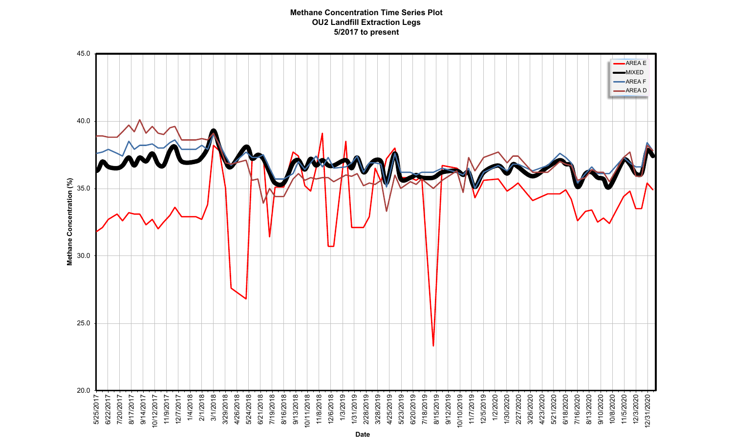**Methane Concentration Time Series Plot**
**OU2 Landfill Extraction Legs**
**5/2017 to present**

Legend: AREA E, MIXED, AREA F, AREA D

Methane Concentration (%)

45.0
40.0
35.0
30.0
25.0
20.0

5/25/2017, 6/22/2017, 7/20/2017, 8/17/2017, 9/14/2017, 10/12/2017, 11/9/2017, 12/7/2017, 1/4/2018, 2/1/2018, 3/1/2018, 3/29/2018, 4/26/2018, 5/24/2018, 6/21/2018, 7/19/2018, 8/16/2018, 9/13/2018, 10/11/2018, 11/8/2018, 12/6/2018, 1/3/2019, 1/31/2019, 2/28/2019, 3/28/2019, 4/25/2019, 5/23/2019, 6/20/2019, 7/18/2019, 8/15/2019, 9/12/2019, 10/10/2019, 11/7/2019, 12/5/2019, 1/2/2020, 1/30/2020, 2/27/2020, 3/26/2020, 4/23/2020, 5/21/2020, 6/18/2020, 7/16/2020, 8/13/2020, 9/10/2020, 10/8/2020, 11/5/2020, 12/3/2020, 12/31/2020

Date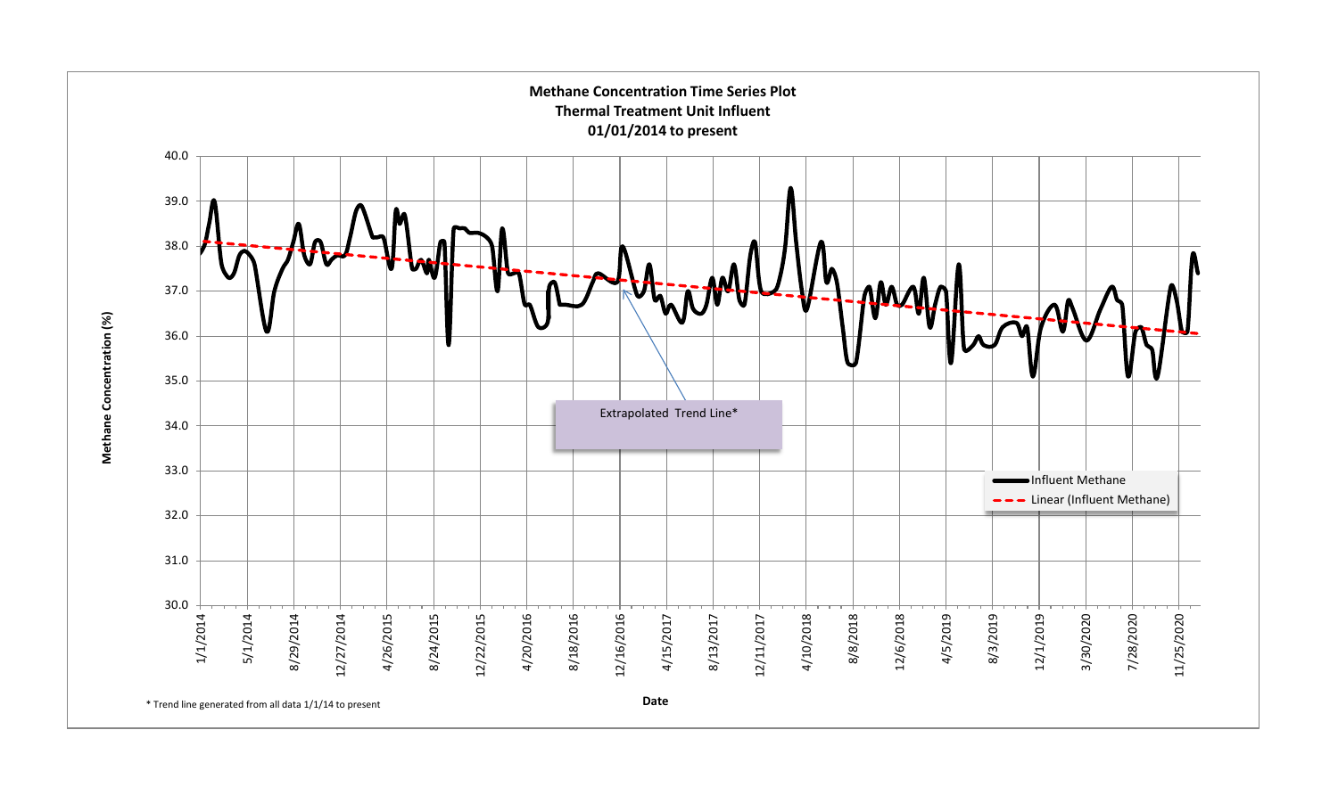Methane Concentration Time Series Plot
Thermal Treatment Unit Influent
01/01/2014 to present

Methane Concentration (%)

40.0
39.0
38.0
37.0
36.0
35.0
34.0
33.0
32.0
31.0
30.0

1/1/2014
5/1/2014
8/29/2014
12/27/2014
4/26/2015
8/24/2015
12/22/2015
4/20/2016
8/18/2016
12/16/2016
4/15/2017
8/13/2017
12/11/2017
4/10/2018
8/8/2018
12/6/2018
4/5/2019
8/3/2019
12/1/2019
3/30/2020
7/28/2020
11/25/2020

Date

Extrapolated Trend Line*

Influent Methane
Linear (Influent Methane)

* Trend line generated from all data 1/1/14 to present